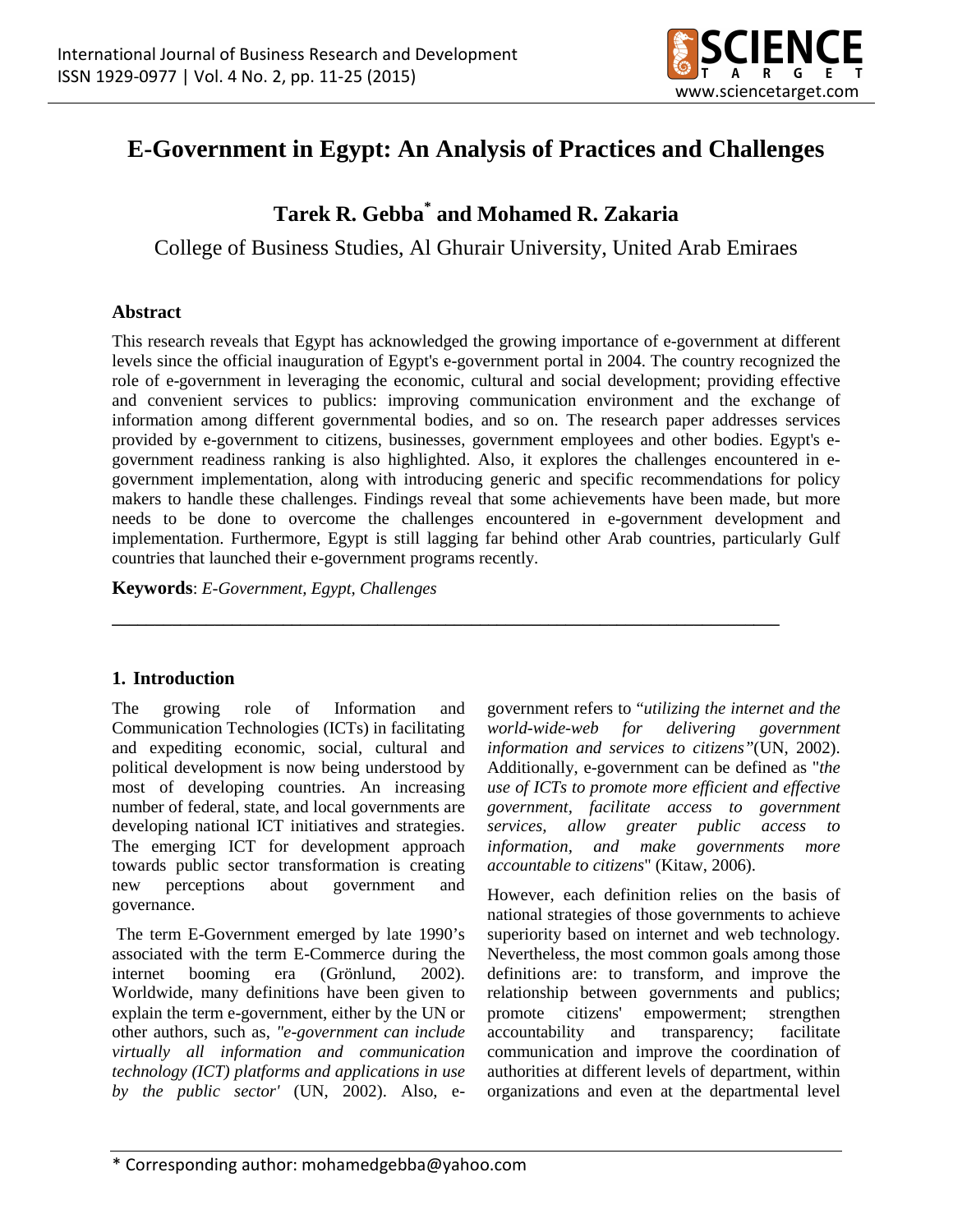# E-Government in Egypt: An Analysis of Practices and Challenges

**Tarek R. Gebba[*] and Mohamed R. Zakaria**

College of Business Studies, Al Ghurair University, United Arab Emiraes

## Abstract

This research reveals that Egypt has acknowledged the growing importance of e-government at different levels since the official inauguration of Egypt's e-government portal in 2004. The country recognized the role of e-government in leveraging the economic, cultural and social development; providing effective and convenient services to publics: improving communication environment and the exchange of information among different governmental bodies, and so on. The research paper addresses services provided by e-government to citizens, businesses, government employees and other bodies. Egypt's e-government readiness ranking is also highlighted. Also, it explores the challenges encountered in e-government implementation, along with introducing generic and specific recommendations for policy makers to handle these challenges. Findings reveal that some achievements have been made, but more needs to be done to overcome the challenges encountered in e-government development and implementation. Furthermore, Egypt is still lagging far behind other Arab countries, particularly Gulf countries that launched their e-government programs recently.

**Keywords**: *E-Government, Egypt, Challenges*

## 1. Introduction

The growing role of Information and Communication Technologies (ICTs) in facilitating and expediting economic, social, cultural and political development is now being understood by most of developing countries. An increasing number of federal, state, and local governments are developing national ICT initiatives and strategies. The emerging ICT for development approach towards public sector transformation is creating new perceptions about government and governance.

The term E-Government emerged by late 1990's associated with the term E-Commerce during the internet booming era (Grönlund, 2002). Worldwide, many definitions have been given to explain the term e-government, either by the UN or other authors, such as, *"e-government can include virtually all information and communication technology (ICT) platforms and applications in use by the public sector'* (UN, 2002). Also, e-government refers to "*utilizing the internet and the world-wide-web for delivering government information and services to citizens"*(UN, 2002). Additionally, e-government can be defined as "*the use of ICTs to promote more efficient and effective government, facilitate access to government services, allow greater public access to information, and make governments more accountable to citizens*" (Kitaw, 2006).

However, each definition relies on the basis of national strategies of those governments to achieve superiority based on internet and web technology. Nevertheless, the most common goals among those definitions are: to transform, and improve the relationship between governments and publics; promote citizens' empowerment; strengthen accountability and transparency; facilitate communication and improve the coordination of authorities at different levels of department, within organizations and even at the departmental level

\* Corresponding author: mohamedgebba@yahoo.com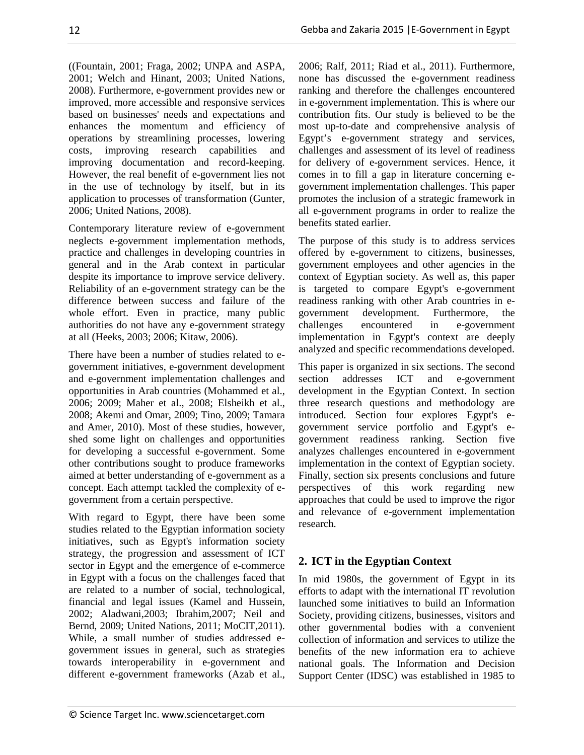((Fountain, 2001; Fraga, 2002; UNPA and ASPA, 2001; Welch and Hinant, 2003; United Nations, 2008). Furthermore, e-government provides new or improved, more accessible and responsive services based on businesses' needs and expectations and enhances the momentum and efficiency of operations by streamlining processes, lowering costs, improving research capabilities and improving documentation and record-keeping. However, the real benefit of e-government lies not in the use of technology by itself, but in its application to processes of transformation (Gunter, 2006; United Nations, 2008).

Contemporary literature review of e-government neglects e-government implementation methods, practice and challenges in developing countries in general and in the Arab context in particular despite its importance to improve service delivery. Reliability of an e-government strategy can be the difference between success and failure of the whole effort. Even in practice, many public authorities do not have any e-government strategy at all (Heeks, 2003; 2006; Kitaw, 2006).

There have been a number of studies related to e-government initiatives, e-government development and e-government implementation challenges and opportunities in Arab countries (Mohammed et al., 2006; 2009; Maher et al., 2008; Elsheikh et al., 2008; Akemi and Omar, 2009; Tino, 2009; Tamara and Amer, 2010). Most of these studies, however, shed some light on challenges and opportunities for developing a successful e-government. Some other contributions sought to produce frameworks aimed at better understanding of e-government as a concept. Each attempt tackled the complexity of e-government from a certain perspective.

With regard to Egypt, there have been some studies related to the Egyptian information society initiatives, such as Egypt's information society strategy, the progression and assessment of ICT sector in Egypt and the emergence of e-commerce in Egypt with a focus on the challenges faced that are related to a number of social, technological, financial and legal issues (Kamel and Hussein, 2002; Aladwani,2003; Ibrahim,2007; Neil and Bernd, 2009; United Nations, 2011; MoCIT,2011). While, a small number of studies addressed e-government issues in general, such as strategies towards interoperability in e-government and different e-government frameworks (Azab et al., 2006; Ralf, 2011; Riad et al., 2011). Furthermore, none has discussed the e-government readiness ranking and therefore the challenges encountered in e-government implementation. This is where our contribution fits. Our study is believed to be the most up-to-date and comprehensive analysis of Egypt's e-government strategy and services, challenges and assessment of its level of readiness for delivery of e-government services. Hence, it comes in to fill a gap in literature concerning e-government implementation challenges. This paper promotes the inclusion of a strategic framework in all e-government programs in order to realize the benefits stated earlier.

The purpose of this study is to address services offered by e-government to citizens, businesses, government employees and other agencies in the context of Egyptian society. As well as, this paper is targeted to compare Egypt's e-government readiness ranking with other Arab countries in e-government development. Furthermore, the challenges encountered in e-government implementation in Egypt's context are deeply analyzed and specific recommendations developed.

This paper is organized in six sections. The second section addresses ICT and e-government development in the Egyptian Context. In section three research questions and methodology are introduced. Section four explores Egypt's e-government service portfolio and Egypt's e-government readiness ranking. Section five analyzes challenges encountered in e-government implementation in the context of Egyptian society. Finally, section six presents conclusions and future perspectives of this work regarding new approaches that could be used to improve the rigor and relevance of e-government implementation research.

## 2. ICT in the Egyptian Context

In mid 1980s, the government of Egypt in its efforts to adapt with the international IT revolution launched some initiatives to build an Information Society, providing citizens, businesses, visitors and other governmental bodies with a convenient collection of information and services to utilize the benefits of the new information era to achieve national goals. The Information and Decision Support Center (IDSC) was established in 1985 to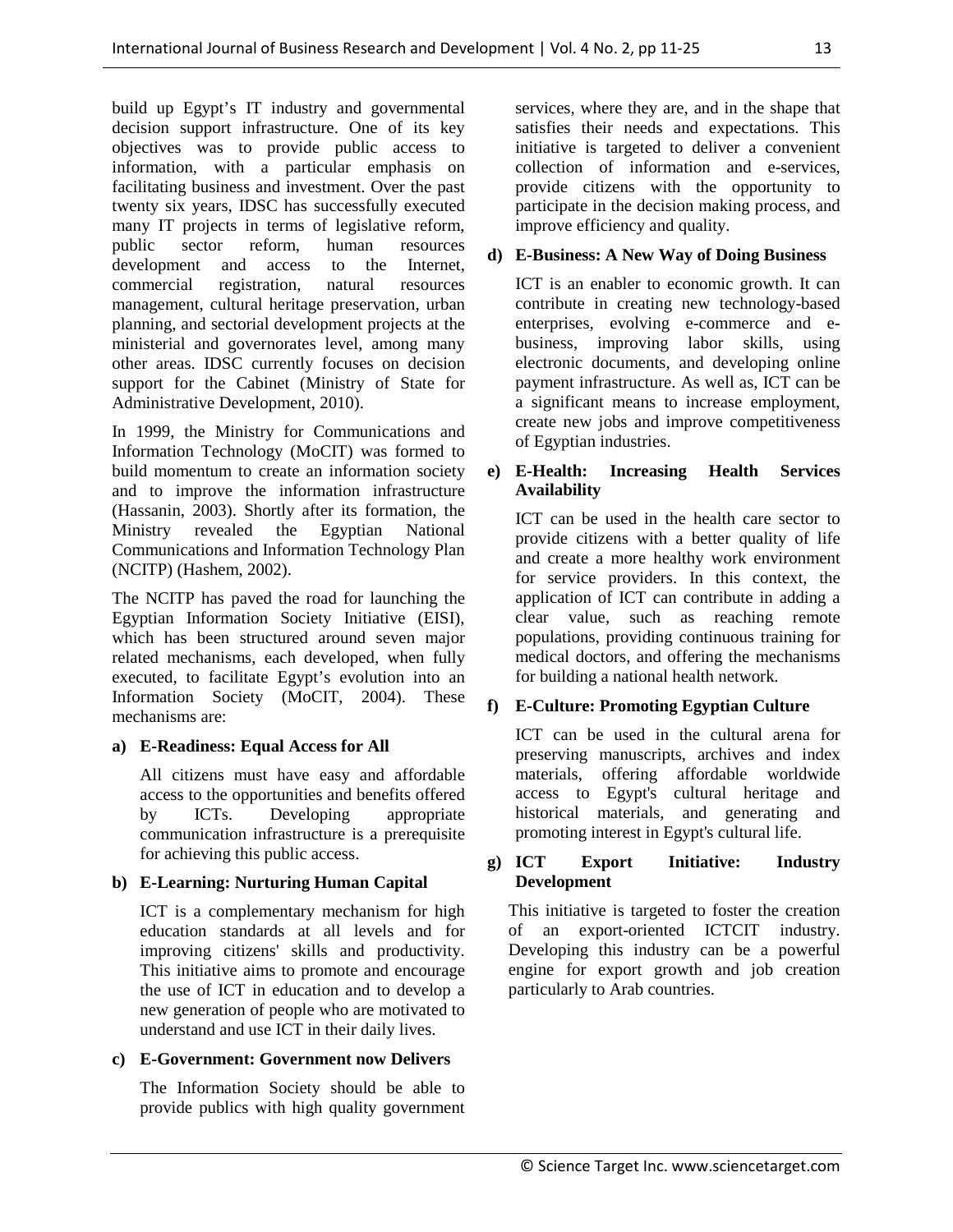build up Egypt's IT industry and governmental decision support infrastructure. One of its key objectives was to provide public access to information, with a particular emphasis on facilitating business and investment. Over the past twenty six years, IDSC has successfully executed many IT projects in terms of legislative reform, public sector reform, human resources development and access to the Internet, commercial registration, natural resources management, cultural heritage preservation, urban planning, and sectorial development projects at the ministerial and governorates level, among many other areas. IDSC currently focuses on decision support for the Cabinet (Ministry of State for Administrative Development, 2010).

In 1999, the Ministry for Communications and Information Technology (MoCIT) was formed to build momentum to create an information society and to improve the information infrastructure (Hassanin, 2003). Shortly after its formation, the Ministry revealed the Egyptian National Communications and Information Technology Plan (NCITP) (Hashem, 2002).

The NCITP has paved the road for launching the Egyptian Information Society Initiative (EISI), which has been structured around seven major related mechanisms, each developed, when fully executed, to facilitate Egypt's evolution into an Information Society (MoCIT, 2004). These mechanisms are:

**a) E-Readiness: Equal Access for All**

All citizens must have easy and affordable access to the opportunities and benefits offered by ICTs. Developing appropriate communication infrastructure is a prerequisite for achieving this public access.

**b) E-Learning: Nurturing Human Capital**

ICT is a complementary mechanism for high education standards at all levels and for improving citizens' skills and productivity. This initiative aims to promote and encourage the use of ICT in education and to develop a new generation of people who are motivated to understand and use ICT in their daily lives.

**c) E-Government: Government now Delivers**

The Information Society should be able to provide publics with high quality government services, where they are, and in the shape that satisfies their needs and expectations. This initiative is targeted to deliver a convenient collection of information and e-services, provide citizens with the opportunity to participate in the decision making process, and improve efficiency and quality.

**d) E-Business: A New Way of Doing Business**

ICT is an enabler to economic growth. It can contribute in creating new technology-based enterprises, evolving e-commerce and e-business, improving labor skills, using electronic documents, and developing online payment infrastructure. As well as, ICT can be a significant means to increase employment, create new jobs and improve competitiveness of Egyptian industries.

**e) E-Health: Increasing Health Services Availability**

ICT can be used in the health care sector to provide citizens with a better quality of life and create a more healthy work environment for service providers. In this context, the application of ICT can contribute in adding a clear value, such as reaching remote populations, providing continuous training for medical doctors, and offering the mechanisms for building a national health network.

**f) E-Culture: Promoting Egyptian Culture**

ICT can be used in the cultural arena for preserving manuscripts, archives and index materials, offering affordable worldwide access to Egypt's cultural heritage and historical materials, and generating and promoting interest in Egypt's cultural life.

**g) ICT Export Initiative: Industry Development**

This initiative is targeted to foster the creation of an export-oriented ICTCIT industry. Developing this industry can be a powerful engine for export growth and job creation particularly to Arab countries.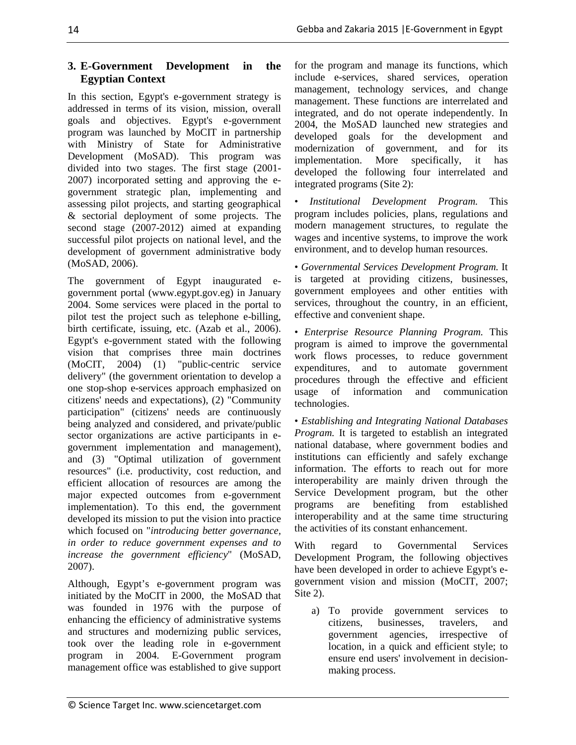## 3. E-Government Development in the Egyptian Context

In this section, Egypt's e-government strategy is addressed in terms of its vision, mission, overall goals and objectives. Egypt's e-government program was launched by MoCIT in partnership with Ministry of State for Administrative Development (MoSAD). This program was divided into two stages. The first stage (2001-2007) incorporated setting and approving the e-government strategic plan, implementing and assessing pilot projects, and starting geographical & sectorial deployment of some projects. The second stage (2007-2012) aimed at expanding successful pilot projects on national level, and the development of government administrative body (MoSAD, 2006).

The government of Egypt inaugurated e-government portal (www.egypt.gov.eg) in January 2004. Some services were placed in the portal to pilot test the project such as telephone e-billing, birth certificate, issuing, etc. (Azab et al., 2006). Egypt's e-government stated with the following vision that comprises three main doctrines (MoCIT, 2004) (1) "public-centric service delivery" (the government orientation to develop a one stop-shop e-services approach emphasized on citizens' needs and expectations), (2) "Community participation" (citizens' needs are continuously being analyzed and considered, and private/public sector organizations are active participants in e-government implementation and management), and (3) "Optimal utilization of government resources" (i.e. productivity, cost reduction, and efficient allocation of resources are among the major expected outcomes from e-government implementation). To this end, the government developed its mission to put the vision into practice which focused on "*introducing better governance, in order to reduce government expenses and to increase the government efficiency*" (MoSAD, 2007).

Although, Egypt's e-government program was initiated by the MoCIT in 2000, the MoSAD that was founded in 1976 with the purpose of enhancing the efficiency of administrative systems and structures and modernizing public services, took over the leading role in e-government program in 2004. E-Government program management office was established to give support for the program and manage its functions, which include e-services, shared services, operation management, technology services, and change management. These functions are interrelated and integrated, and do not operate independently. In 2004, the MoSAD launched new strategies and developed goals for the development and modernization of government, and for its implementation. More specifically, it has developed the following four interrelated and integrated programs (Site 2):

- *Institutional Development Program.* This program includes policies, plans, regulations and modern management structures, to regulate the wages and incentive systems, to improve the work environment, and to develop human resources.
- *Governmental Services Development Program.* It is targeted at providing citizens, businesses, government employees and other entities with services, throughout the country, in an efficient, effective and convenient shape.
- *Enterprise Resource Planning Program.* This program is aimed to improve the governmental work flows processes, to reduce government expenditures, and to automate government procedures through the effective and efficient usage of information and communication technologies.
- *Establishing and Integrating National Databases Program.* It is targeted to establish an integrated national database, where government bodies and institutions can efficiently and safely exchange information. The efforts to reach out for more interoperability are mainly driven through the Service Development program, but the other programs are benefiting from established interoperability and at the same time structuring the activities of its constant enhancement.

With regard to Governmental Services Development Program, the following objectives have been developed in order to achieve Egypt's e-government vision and mission (MoCIT, 2007; Site 2).

a) To provide government services to citizens, businesses, travelers, and government agencies, irrespective of location, in a quick and efficient style; to ensure end users' involvement in decision-making process.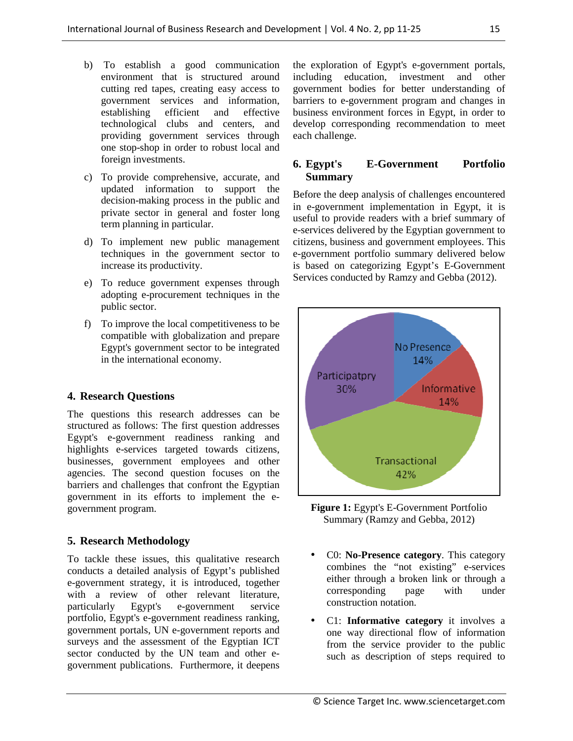b) To establish a good communication environment that is structured around cutting red tapes, creating easy access to government services and information, establishing efficient and effective technological clubs and centers, and providing government services through one stop-shop in order to robust local and foreign investments.

c) To provide comprehensive, accurate, and updated information to support the decision-making process in the public and private sector in general and foster long term planning in particular.

d) To implement new public management techniques in the government sector to increase its productivity.

e) To reduce government expenses through adopting e-procurement techniques in the public sector.

f) To improve the local competitiveness to be compatible with globalization and prepare Egypt's government sector to be integrated in the international economy.

## 4. Research Questions

The questions this research addresses can be structured as follows: The first question addresses Egypt's e-government readiness ranking and highlights e-services targeted towards citizens, businesses, government employees and other agencies. The second question focuses on the barriers and challenges that confront the Egyptian government in its efforts to implement the e-government program.

## 5. Research Methodology

To tackle these issues, this qualitative research conducts a detailed analysis of Egypt's published e-government strategy, it is introduced, together with a review of other relevant literature, particularly Egypt's e-government service portfolio, Egypt's e-government readiness ranking, government portals, UN e-government reports and surveys and the assessment of the Egyptian ICT sector conducted by the UN team and other e-government publications. Furthermore, it deepens the exploration of Egypt's e-government portals, including education, investment and other government bodies for better understanding of barriers to e-government program and changes in business environment forces in Egypt, in order to develop corresponding recommendation to meet each challenge.

## 6. Egypt's E-Government Portfolio Summary

Before the deep analysis of challenges encountered in e-government implementation in Egypt, it is useful to provide readers with a brief summary of e-services delivered by the Egyptian government to citizens, business and government employees. This e-government portfolio summary delivered below is based on categorizing Egypt's E-Government Services conducted by Ramzy and Gebba (2012).

| Category | Share |
|---|---|
| No Presence | 14% |
| Informative | 14% |
| Transactional | 42% |
| Participatpry | 30% |

**Figure 1:** Egypt's E-Government Portfolio Summary (Ramzy and Gebba, 2012)

- C0: **No-Presence category**. This category combines the "not existing" e-services either through a broken link or through a corresponding page with under construction notation.
- C1: **Informative category** it involves a one way directional flow of information from the service provider to the public such as description of steps required to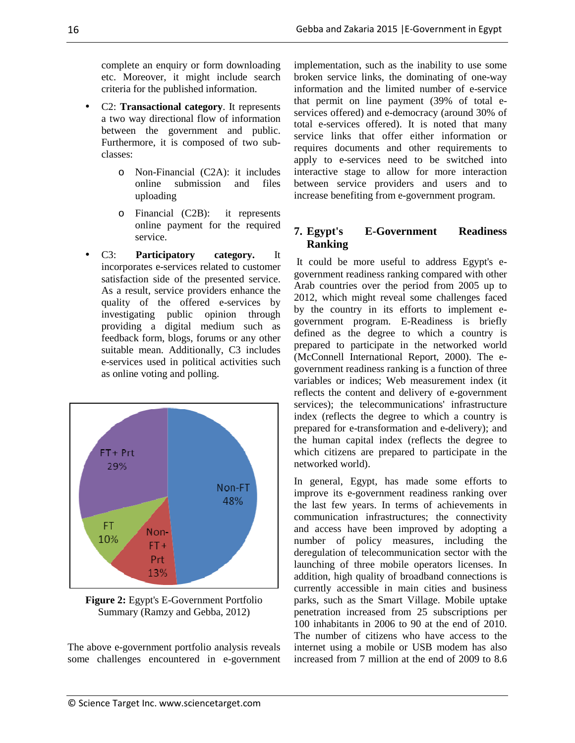complete an enquiry or form downloading etc. Moreover, it might include search criteria for the published information.

- C2: **Transactional category**. It represents a two way directional flow of information between the government and public. Furthermore, it is composed of two sub-classes:
    - Non-Financial (C2A): it includes online submission and files uploading
    - Financial (C2B): it represents online payment for the required service.
- C3: **Participatory category.** It incorporates e-services related to customer satisfaction side of the presented service. As a result, service providers enhance the quality of the offered e-services by investigating public opinion through providing a digital medium such as feedback form, blogs, forums or any other suitable mean. Additionally, C3 includes e-services used in political activities such as online voting and polling.

FT+ Prt 29%

Non-FT 48%

FT 10%

Non-FT + Prt 13%

**Figure 2:** Egypt's E-Government Portfolio Summary (Ramzy and Gebba, 2012)

The above e-government portfolio analysis reveals some challenges encountered in e-government implementation, such as the inability to use some broken service links, the dominating of one-way information and the limited number of e-service that permit on line payment (39% of total e-services offered) and e-democracy (around 30% of total e-services offered). It is noted that many service links that offer either information or requires documents and other requirements to apply to e-services need to be switched into interactive stage to allow for more interaction between service providers and users and to increase benefiting from e-government program.

## 7. Egypt's E-Government Readiness Ranking

It could be more useful to address Egypt's e-government readiness ranking compared with other Arab countries over the period from 2005 up to 2012, which might reveal some challenges faced by the country in its efforts to implement e-government program. E-Readiness is briefly defined as the degree to which a country is prepared to participate in the networked world (McConnell International Report, 2000). The e-government readiness ranking is a function of three variables or indices; Web measurement index (it reflects the content and delivery of e-government services); the telecommunications' infrastructure index (reflects the degree to which a country is prepared for e-transformation and e-delivery); and the human capital index (reflects the degree to which citizens are prepared to participate in the networked world).

In general, Egypt, has made some efforts to improve its e-government readiness ranking over the last few years. In terms of achievements in communication infrastructures; the connectivity and access have been improved by adopting a number of policy measures, including the deregulation of telecommunication sector with the launching of three mobile operators licenses. In addition, high quality of broadband connections is currently accessible in main cities and business parks, such as the Smart Village. Mobile uptake penetration increased from 25 subscriptions per 100 inhabitants in 2006 to 90 at the end of 2010. The number of citizens who have access to the internet using a mobile or USB modem has also increased from 7 million at the end of 2009 to 8.6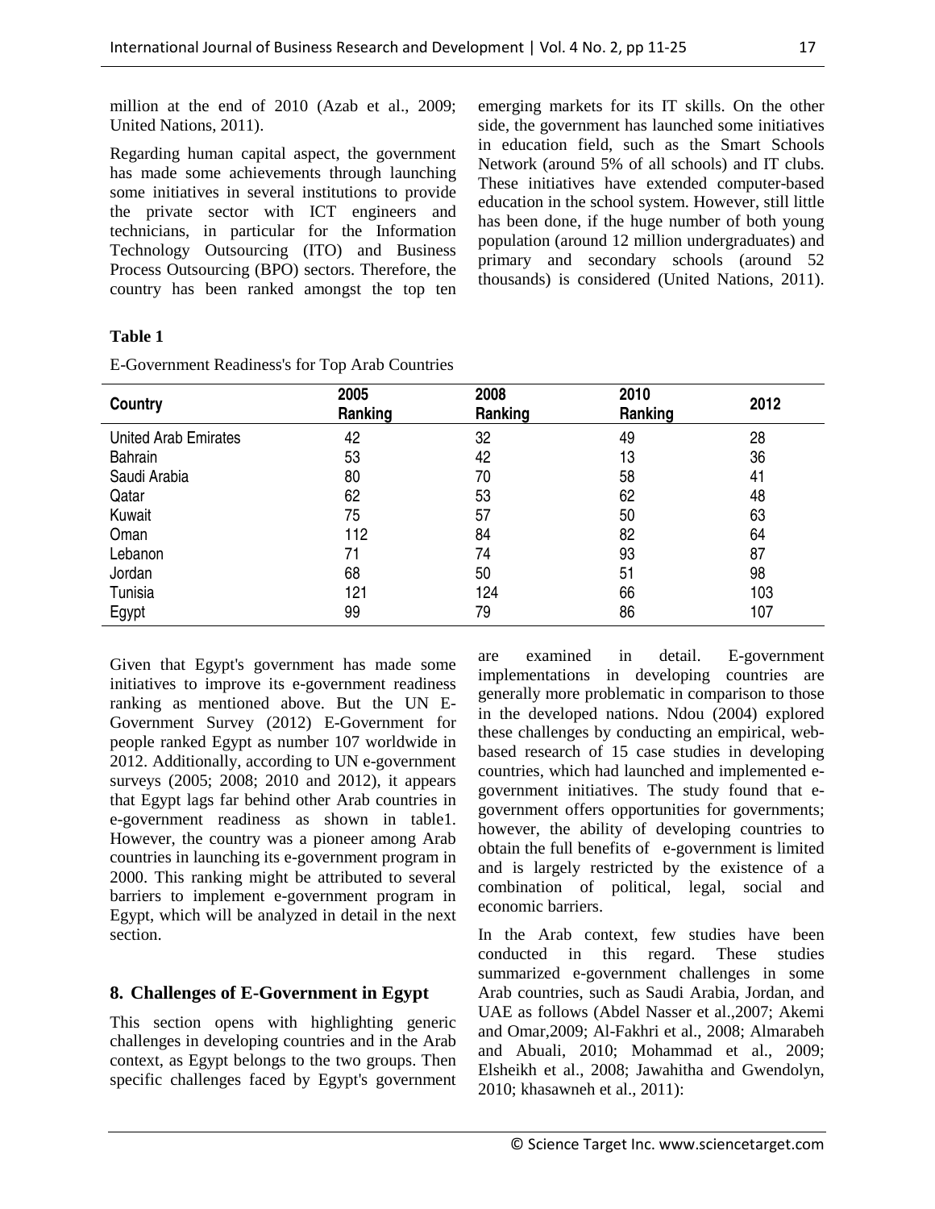million at the end of 2010 (Azab et al., 2009; United Nations, 2011).

Regarding human capital aspect, the government has made some achievements through launching some initiatives in several institutions to provide the private sector with ICT engineers and technicians, in particular for the Information Technology Outsourcing (ITO) and Business Process Outsourcing (BPO) sectors. Therefore, the country has been ranked amongst the top ten emerging markets for its IT skills. On the other side, the government has launched some initiatives in education field, such as the Smart Schools Network (around 5% of all schools) and IT clubs. These initiatives have extended computer-based education in the school system. However, still little has been done, if the huge number of both young population (around 12 million undergraduates) and primary and secondary schools (around 52 thousands) is considered (United Nations, 2011).

**Table 1**

E-Government Readiness's for Top Arab Countries

| Country | 2005 Ranking | 2008 Ranking | 2010 Ranking | 2012 |
|---|---|---|---|---|
| United Arab Emirates | 42 | 32 | 49 | 28 |
| Bahrain | 53 | 42 | 13 | 36 |
| Saudi Arabia | 80 | 70 | 58 | 41 |
| Qatar | 62 | 53 | 62 | 48 |
| Kuwait | 75 | 57 | 50 | 63 |
| Oman | 112 | 84 | 82 | 64 |
| Lebanon | 71 | 74 | 93 | 87 |
| Jordan | 68 | 50 | 51 | 98 |
| Tunisia | 121 | 124 | 66 | 103 |
| Egypt | 99 | 79 | 86 | 107 |

Given that Egypt's government has made some initiatives to improve its e-government readiness ranking as mentioned above. But the UN E-Government Survey (2012) E-Government for people ranked Egypt as number 107 worldwide in 2012. Additionally, according to UN e-government surveys (2005; 2008; 2010 and 2012), it appears that Egypt lags far behind other Arab countries in e-government readiness as shown in table1. However, the country was a pioneer among Arab countries in launching its e-government program in 2000. This ranking might be attributed to several barriers to implement e-government program in Egypt, which will be analyzed in detail in the next section.

## 8. Challenges of E-Government in Egypt

This section opens with highlighting generic challenges in developing countries and in the Arab context, as Egypt belongs to the two groups. Then specific challenges faced by Egypt's government are examined in detail. E-government implementations in developing countries are generally more problematic in comparison to those in the developed nations. Ndou (2004) explored these challenges by conducting an empirical, web-based research of 15 case studies in developing countries, which had launched and implemented e-government initiatives. The study found that e-government offers opportunities for governments; however, the ability of developing countries to obtain the full benefits of e-government is limited and is largely restricted by the existence of a combination of political, legal, social and economic barriers.

In the Arab context, few studies have been conducted in this regard. These studies summarized e-government challenges in some Arab countries, such as Saudi Arabia, Jordan, and UAE as follows (Abdel Nasser et al.,2007; Akemi and Omar,2009; Al-Fakhri et al., 2008; Almarabeh and Abuali, 2010; Mohammad et al., 2009; Elsheikh et al., 2008; Jawahitha and Gwendolyn, 2010; khasawneh et al., 2011):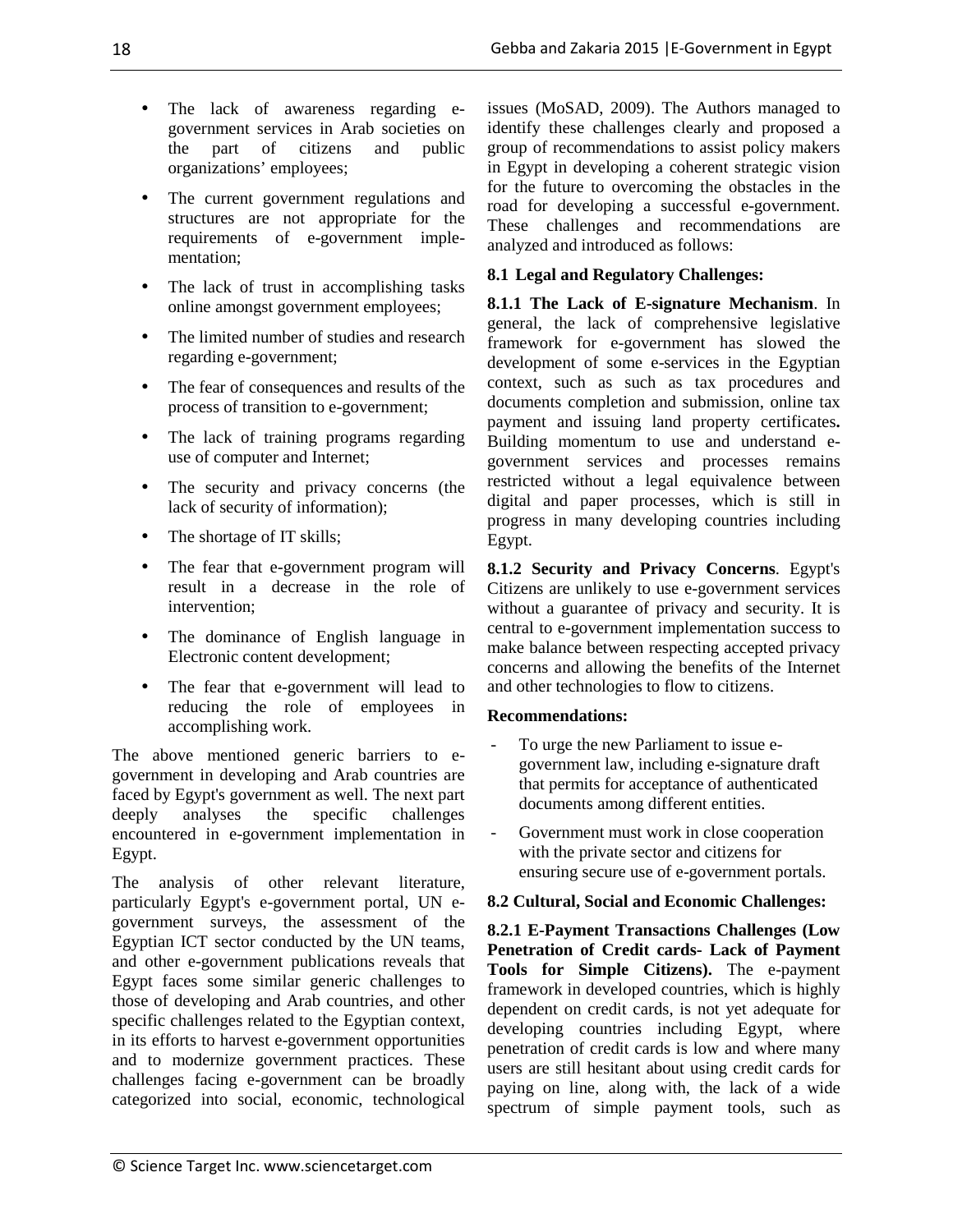- The lack of awareness regarding e-government services in Arab societies on the part of citizens and public organizations' employees;
- The current government regulations and structures are not appropriate for the requirements of e-government implementation;
- The lack of trust in accomplishing tasks online amongst government employees;
- The limited number of studies and research regarding e-government;
- The fear of consequences and results of the process of transition to e-government;
- The lack of training programs regarding use of computer and Internet;
- The security and privacy concerns (the lack of security of information);
- The shortage of IT skills;
- The fear that e-government program will result in a decrease in the role of intervention;
- The dominance of English language in Electronic content development;
- The fear that e-government will lead to reducing the role of employees in accomplishing work.

The above mentioned generic barriers to e-government in developing and Arab countries are faced by Egypt's government as well. The next part deeply analyses the specific challenges encountered in e-government implementation in Egypt.

The analysis of other relevant literature, particularly Egypt's e-government portal, UN e-government surveys, the assessment of the Egyptian ICT sector conducted by the UN teams, and other e-government publications reveals that Egypt faces some similar generic challenges to those of developing and Arab countries, and other specific challenges related to the Egyptian context, in its efforts to harvest e-government opportunities and to modernize government practices. These challenges facing e-government can be broadly categorized into social, economic, technological issues (MoSAD, 2009). The Authors managed to identify these challenges clearly and proposed a group of recommendations to assist policy makers in Egypt in developing a coherent strategic vision for the future to overcoming the obstacles in the road for developing a successful e-government. These challenges and recommendations are analyzed and introduced as follows:

### 8.1 Legal and Regulatory Challenges:

**8.1.1 The Lack of E-signature Mechanism**. In general, the lack of comprehensive legislative framework for e-government has slowed the development of some e-services in the Egyptian context, such as such as tax procedures and documents completion and submission, online tax payment and issuing land property certificates**.** Building momentum to use and understand e-government services and processes remains restricted without a legal equivalence between digital and paper processes, which is still in progress in many developing countries including Egypt.

**8.1.2 Security and Privacy Concerns**. Egypt's Citizens are unlikely to use e-government services without a guarantee of privacy and security. It is central to e-government implementation success to make balance between respecting accepted privacy concerns and allowing the benefits of the Internet and other technologies to flow to citizens.

**Recommendations:**

- To urge the new Parliament to issue e-government law, including e-signature draft that permits for acceptance of authenticated documents among different entities.
- Government must work in close cooperation with the private sector and citizens for ensuring secure use of e-government portals.

### 8.2 Cultural, Social and Economic Challenges:

**8.2.1 E-Payment Transactions Challenges (Low Penetration of Credit cards- Lack of Payment Tools for Simple Citizens).** The e-payment framework in developed countries, which is highly dependent on credit cards, is not yet adequate for developing countries including Egypt, where penetration of credit cards is low and where many users are still hesitant about using credit cards for paying on line, along with, the lack of a wide spectrum of simple payment tools, such as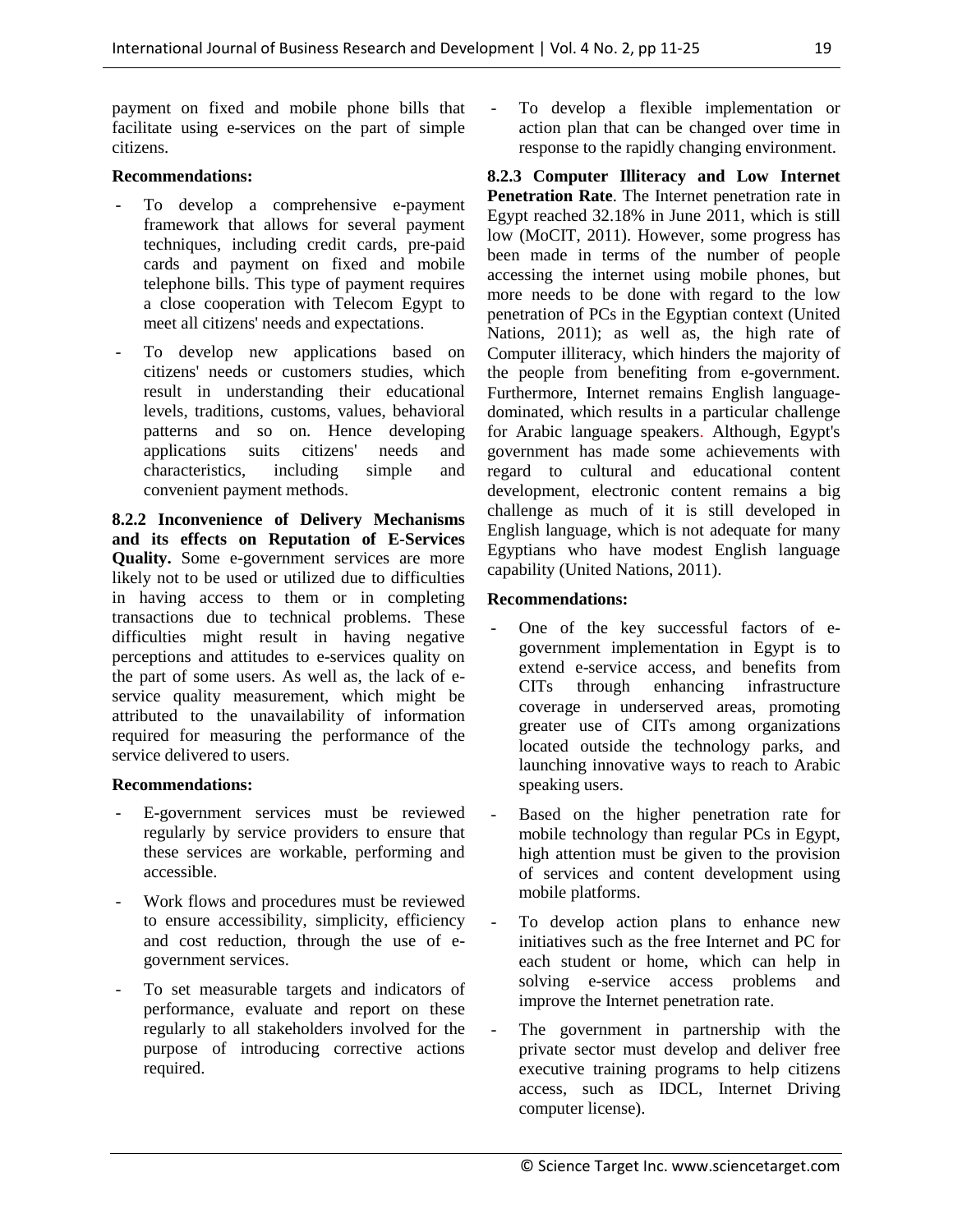payment on fixed and mobile phone bills that facilitate using e-services on the part of simple citizens.

**Recommendations:**

- To develop a comprehensive e-payment framework that allows for several payment techniques, including credit cards, pre-paid cards and payment on fixed and mobile telephone bills. This type of payment requires a close cooperation with Telecom Egypt to meet all citizens' needs and expectations.
- To develop new applications based on citizens' needs or customers studies, which result in understanding their educational levels, traditions, customs, values, behavioral patterns and so on. Hence developing applications suits citizens' needs and characteristics, including simple and convenient payment methods.

**8.2.2 Inconvenience of Delivery Mechanisms and its effects on Reputation of E-Services Quality.** Some e-government services are more likely not to be used or utilized due to difficulties in having access to them or in completing transactions due to technical problems. These difficulties might result in having negative perceptions and attitudes to e-services quality on the part of some users. As well as, the lack of e-service quality measurement, which might be attributed to the unavailability of information required for measuring the performance of the service delivered to users.

**Recommendations:**

- E-government services must be reviewed regularly by service providers to ensure that these services are workable, performing and accessible.
- Work flows and procedures must be reviewed to ensure accessibility, simplicity, efficiency and cost reduction, through the use of e-government services.
- To set measurable targets and indicators of performance, evaluate and report on these regularly to all stakeholders involved for the purpose of introducing corrective actions required.
- To develop a flexible implementation or action plan that can be changed over time in response to the rapidly changing environment.

**8.2.3 Computer Illiteracy and Low Internet Penetration Rate**. The Internet penetration rate in Egypt reached 32.18% in June 2011, which is still low (MoCIT, 2011). However, some progress has been made in terms of the number of people accessing the internet using mobile phones, but more needs to be done with regard to the low penetration of PCs in the Egyptian context (United Nations, 2011); as well as, the high rate of Computer illiteracy, which hinders the majority of the people from benefiting from e-government. Furthermore, Internet remains English language-dominated, which results in a particular challenge for Arabic language speakers. Although, Egypt's government has made some achievements with regard to cultural and educational content development, electronic content remains a big challenge as much of it is still developed in English language, which is not adequate for many Egyptians who have modest English language capability (United Nations, 2011).

**Recommendations:**

- One of the key successful factors of e-government implementation in Egypt is to extend e-service access, and benefits from CITs through enhancing infrastructure coverage in underserved areas, promoting greater use of CITs among organizations located outside the technology parks, and launching innovative ways to reach to Arabic speaking users.
- Based on the higher penetration rate for mobile technology than regular PCs in Egypt, high attention must be given to the provision of services and content development using mobile platforms.
- To develop action plans to enhance new initiatives such as the free Internet and PC for each student or home, which can help in solving e-service access problems and improve the Internet penetration rate.
- The government in partnership with the private sector must develop and deliver free executive training programs to help citizens access, such as IDCL, Internet Driving computer license).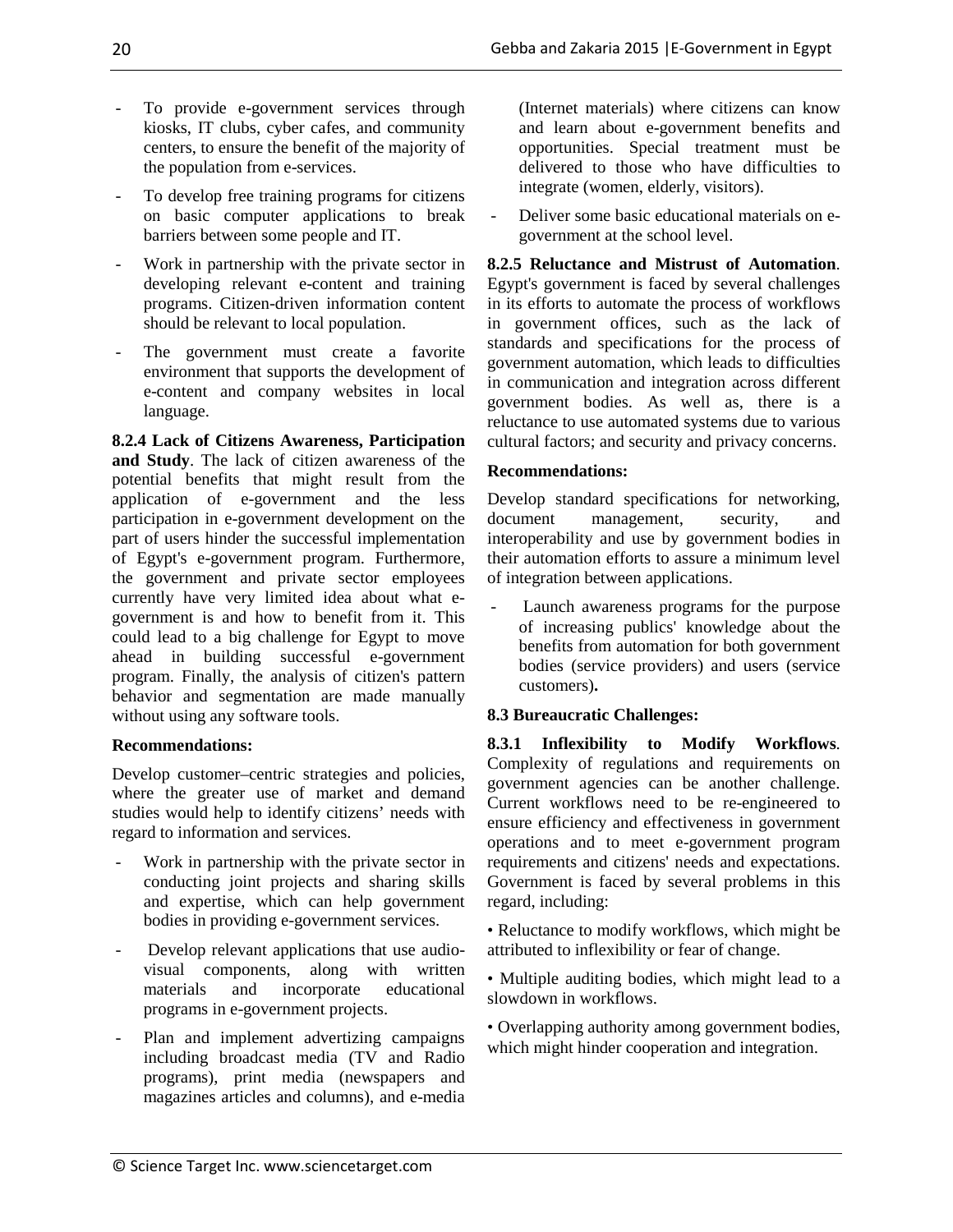- To provide e-government services through kiosks, IT clubs, cyber cafes, and community centers, to ensure the benefit of the majority of the population from e-services.
- To develop free training programs for citizens on basic computer applications to break barriers between some people and IT.
- Work in partnership with the private sector in developing relevant e-content and training programs. Citizen-driven information content should be relevant to local population.
- The government must create a favorite environment that supports the development of e-content and company websites in local language.

**8.2.4 Lack of Citizens Awareness, Participation and Study**. The lack of citizen awareness of the potential benefits that might result from the application of e-government and the less participation in e-government development on the part of users hinder the successful implementation of Egypt's e-government program. Furthermore, the government and private sector employees currently have very limited idea about what e-government is and how to benefit from it. This could lead to a big challenge for Egypt to move ahead in building successful e-government program. Finally, the analysis of citizen's pattern behavior and segmentation are made manually without using any software tools.

**Recommendations:**

Develop customer–centric strategies and policies, where the greater use of market and demand studies would help to identify citizens' needs with regard to information and services.

- Work in partnership with the private sector in conducting joint projects and sharing skills and expertise, which can help government bodies in providing e-government services.
- Develop relevant applications that use audio-visual components, along with written materials and incorporate educational programs in e-government projects.
- Plan and implement advertizing campaigns including broadcast media (TV and Radio programs), print media (newspapers and magazines articles and columns), and e-media (Internet materials) where citizens can know and learn about e-government benefits and opportunities. Special treatment must be delivered to those who have difficulties to integrate (women, elderly, visitors).
- Deliver some basic educational materials on e-government at the school level.

**8.2.5 Reluctance and Mistrust of Automation**. Egypt's government is faced by several challenges in its efforts to automate the process of workflows in government offices, such as the lack of standards and specifications for the process of government automation, which leads to difficulties in communication and integration across different government bodies. As well as, there is a reluctance to use automated systems due to various cultural factors; and security and privacy concerns.

**Recommendations:**

Develop standard specifications for networking, document management, security, and interoperability and use by government bodies in their automation efforts to assure a minimum level of integration between applications.

- Launch awareness programs for the purpose of increasing publics' knowledge about the benefits from automation for both government bodies (service providers) and users (service customers)**.**

**8.3 Bureaucratic Challenges:**

**8.3.1 Inflexibility to Modify Workflows**. Complexity of regulations and requirements on government agencies can be another challenge. Current workflows need to be re-engineered to ensure efficiency and effectiveness in government operations and to meet e-government program requirements and citizens' needs and expectations. Government is faced by several problems in this regard, including:

• Reluctance to modify workflows, which might be attributed to inflexibility or fear of change.

• Multiple auditing bodies, which might lead to a slowdown in workflows.

• Overlapping authority among government bodies, which might hinder cooperation and integration.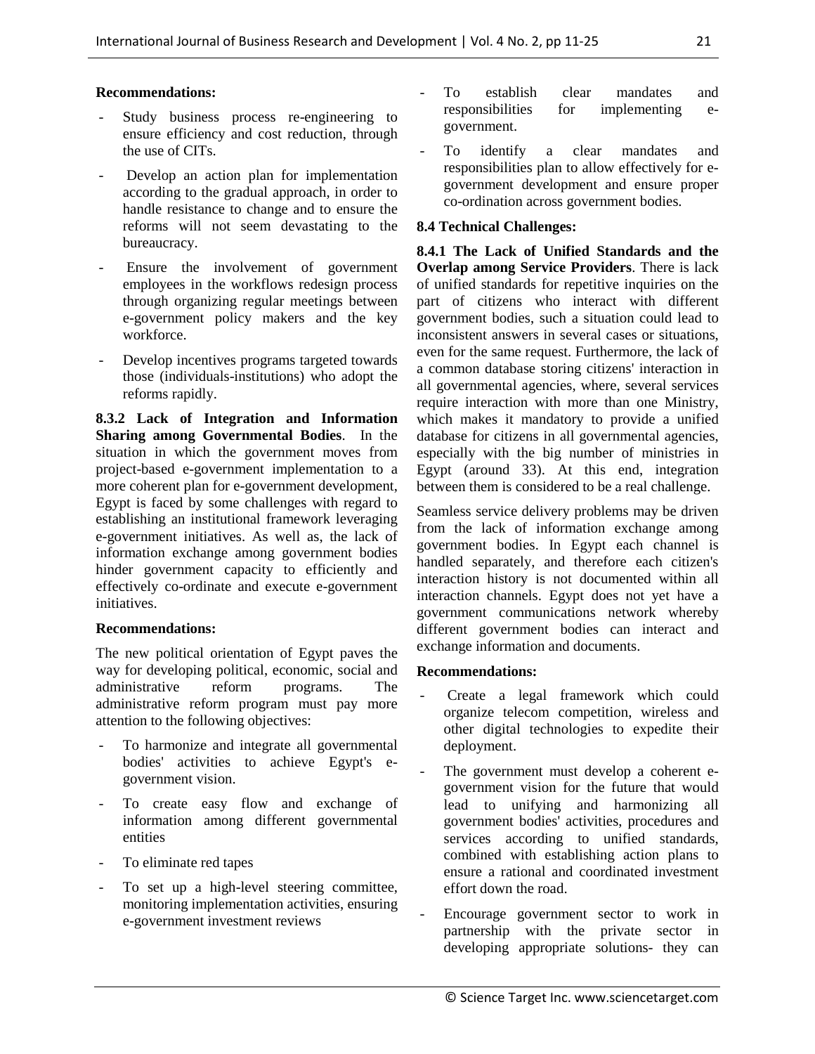**Recommendations:**

- Study business process re-engineering to ensure efficiency and cost reduction, through the use of CITs.
- Develop an action plan for implementation according to the gradual approach, in order to handle resistance to change and to ensure the reforms will not seem devastating to the bureaucracy.
- Ensure the involvement of government employees in the workflows redesign process through organizing regular meetings between e-government policy makers and the key workforce.
- Develop incentives programs targeted towards those (individuals-institutions) who adopt the reforms rapidly.

**8.3.2 Lack of Integration and Information Sharing among Governmental Bodies**. In the situation in which the government moves from project-based e-government implementation to a more coherent plan for e-government development, Egypt is faced by some challenges with regard to establishing an institutional framework leveraging e-government initiatives. As well as, the lack of information exchange among government bodies hinder government capacity to efficiently and effectively co-ordinate and execute e-government initiatives.

**Recommendations:**

The new political orientation of Egypt paves the way for developing political, economic, social and administrative reform programs. The administrative reform program must pay more attention to the following objectives:

- To harmonize and integrate all governmental bodies' activities to achieve Egypt's e-government vision.
- To create easy flow and exchange of information among different governmental entities
- To eliminate red tapes
- To set up a high-level steering committee, monitoring implementation activities, ensuring e-government investment reviews
- To establish clear mandates and responsibilities for implementing e-government.
- To identify a clear mandates and responsibilities plan to allow effectively for e-government development and ensure proper co-ordination across government bodies.

**8.4 Technical Challenges:**

**8.4.1 The Lack of Unified Standards and the Overlap among Service Providers**. There is lack of unified standards for repetitive inquiries on the part of citizens who interact with different government bodies, such a situation could lead to inconsistent answers in several cases or situations, even for the same request. Furthermore, the lack of a common database storing citizens' interaction in all governmental agencies, where, several services require interaction with more than one Ministry, which makes it mandatory to provide a unified database for citizens in all governmental agencies, especially with the big number of ministries in Egypt (around 33). At this end, integration between them is considered to be a real challenge.

Seamless service delivery problems may be driven from the lack of information exchange among government bodies. In Egypt each channel is handled separately, and therefore each citizen's interaction history is not documented within all interaction channels. Egypt does not yet have a government communications network whereby different government bodies can interact and exchange information and documents.

**Recommendations:**

- Create a legal framework which could organize telecom competition, wireless and other digital technologies to expedite their deployment.
- The government must develop a coherent e-government vision for the future that would lead to unifying and harmonizing all government bodies' activities, procedures and services according to unified standards, combined with establishing action plans to ensure a rational and coordinated investment effort down the road.
- Encourage government sector to work in partnership with the private sector in developing appropriate solutions- they can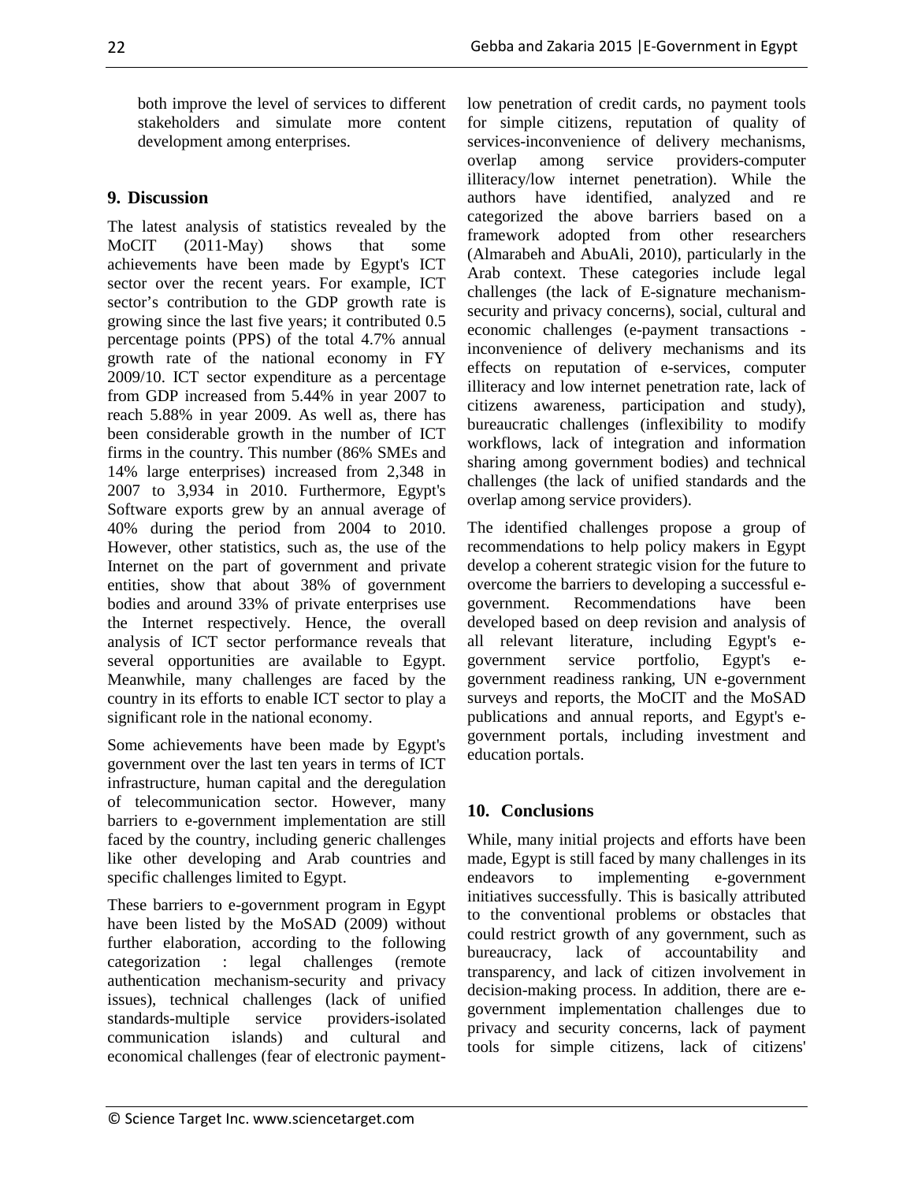both improve the level of services to different stakeholders and simulate more content development among enterprises.

## 9. Discussion

The latest analysis of statistics revealed by the MoCIT (2011-May) shows that some achievements have been made by Egypt's ICT sector over the recent years. For example, ICT sector's contribution to the GDP growth rate is growing since the last five years; it contributed 0.5 percentage points (PPS) of the total 4.7% annual growth rate of the national economy in FY 2009/10. ICT sector expenditure as a percentage from GDP increased from 5.44% in year 2007 to reach 5.88% in year 2009. As well as, there has been considerable growth in the number of ICT firms in the country. This number (86% SMEs and 14% large enterprises) increased from 2,348 in 2007 to 3,934 in 2010. Furthermore, Egypt's Software exports grew by an annual average of 40% during the period from 2004 to 2010. However, other statistics, such as, the use of the Internet on the part of government and private entities, show that about 38% of government bodies and around 33% of private enterprises use the Internet respectively. Hence, the overall analysis of ICT sector performance reveals that several opportunities are available to Egypt. Meanwhile, many challenges are faced by the country in its efforts to enable ICT sector to play a significant role in the national economy.

Some achievements have been made by Egypt's government over the last ten years in terms of ICT infrastructure, human capital and the deregulation of telecommunication sector. However, many barriers to e-government implementation are still faced by the country, including generic challenges like other developing and Arab countries and specific challenges limited to Egypt.

These barriers to e-government program in Egypt have been listed by the MoSAD (2009) without further elaboration, according to the following categorization : legal challenges (remote authentication mechanism-security and privacy issues), technical challenges (lack of unified standards-multiple service providers-isolated communication islands) and cultural and economical challenges (fear of electronic payment-low penetration of credit cards, no payment tools for simple citizens, reputation of quality of services-inconvenience of delivery mechanisms, overlap among service providers-computer illiteracy/low internet penetration). While the authors have identified, analyzed and re categorized the above barriers based on a framework adopted from other researchers (Almarabeh and AbuAli, 2010), particularly in the Arab context. These categories include legal challenges (the lack of E-signature mechanism-security and privacy concerns), social, cultural and economic challenges (e-payment transactions - inconvenience of delivery mechanisms and its effects on reputation of e-services, computer illiteracy and low internet penetration rate, lack of citizens awareness, participation and study), bureaucratic challenges (inflexibility to modify workflows, lack of integration and information sharing among government bodies) and technical challenges (the lack of unified standards and the overlap among service providers).

The identified challenges propose a group of recommendations to help policy makers in Egypt develop a coherent strategic vision for the future to overcome the barriers to developing a successful e-government. Recommendations have been developed based on deep revision and analysis of all relevant literature, including Egypt's e-government service portfolio, Egypt's e-government readiness ranking, UN e-government surveys and reports, the MoCIT and the MoSAD publications and annual reports, and Egypt's e-government portals, including investment and education portals.

## 10. Conclusions

While, many initial projects and efforts have been made, Egypt is still faced by many challenges in its endeavors to implementing e-government initiatives successfully. This is basically attributed to the conventional problems or obstacles that could restrict growth of any government, such as bureaucracy, lack of accountability and transparency, and lack of citizen involvement in decision-making process. In addition, there are e-government implementation challenges due to privacy and security concerns, lack of payment tools for simple citizens, lack of citizens'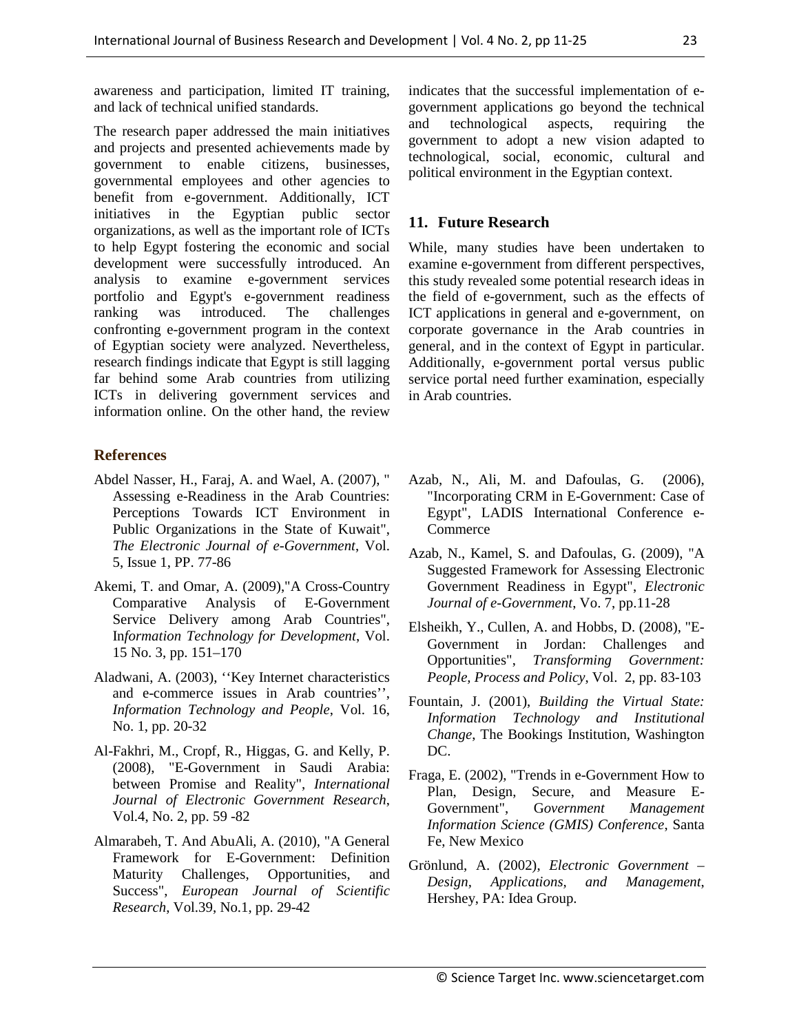awareness and participation, limited IT training, and lack of technical unified standards.

The research paper addressed the main initiatives and projects and presented achievements made by government to enable citizens, businesses, governmental employees and other agencies to benefit from e-government. Additionally, ICT initiatives in the Egyptian public sector organizations, as well as the important role of ICTs to help Egypt fostering the economic and social development were successfully introduced. An analysis to examine e-government services portfolio and Egypt's e-government readiness ranking was introduced. The challenges confronting e-government program in the context of Egyptian society were analyzed. Nevertheless, research findings indicate that Egypt is still lagging far behind some Arab countries from utilizing ICTs in delivering government services and information online. On the other hand, the review indicates that the successful implementation of e-government applications go beyond the technical and technological aspects, requiring the government to adopt a new vision adapted to technological, social, economic, cultural and political environment in the Egyptian context.

## 11. Future Research

While, many studies have been undertaken to examine e-government from different perspectives, this study revealed some potential research ideas in the field of e-government, such as the effects of ICT applications in general and e-government, on corporate governance in the Arab countries in general, and in the context of Egypt in particular. Additionally, e-government portal versus public service portal need further examination, especially in Arab countries.

## References

Abdel Nasser, H., Faraj, A. and Wael, A. (2007), " Assessing e-Readiness in the Arab Countries: Perceptions Towards ICT Environment in Public Organizations in the State of Kuwait", *The Electronic Journal of e-Government*, Vol. 5, Issue 1, PP. 77-86

Akemi, T. and Omar, A. (2009),"A Cross-Country Comparative Analysis of E-Government Service Delivery among Arab Countries", I*nformation Technology for Development*, Vol. 15 No. 3, pp. 151–170

Aladwani, A. (2003), ''Key Internet characteristics and e-commerce issues in Arab countries'', *Information Technology and People*, Vol. 16, No. 1, pp. 20-32

Al-Fakhri, M., Cropf, R., Higgas, G. and Kelly, P. (2008), "E-Government in Saudi Arabia: between Promise and Reality", *International Journal of Electronic Government Research*, Vol.4, No. 2, pp. 59 -82

Almarabeh, T. And AbuAli, A. (2010), "A General Framework for E-Government: Definition Maturity Challenges, Opportunities, and Success", *European Journal of Scientific Research*, Vol.39, No.1, pp. 29-42

Azab, N., Ali, M. and Dafoulas, G. (2006), "Incorporating CRM in E-Government: Case of Egypt", LADIS International Conference e-Commerce

Azab, N., Kamel, S. and Dafoulas, G. (2009), "A Suggested Framework for Assessing Electronic Government Readiness in Egypt", *Electronic Journal of e-Government*, Vo. 7, pp.11-28

Elsheikh, Y., Cullen, A. and Hobbs, D. (2008), "E-Government in Jordan: Challenges and Opportunities", *Transforming Government: People, Process and Policy*, Vol. 2, pp. 83-103

Fountain, J. (2001), *Building the Virtual State: Information Technology and Institutional Change*, The Bookings Institution, Washington DC.

Fraga, E. (2002), "Trends in e-Government How to Plan, Design, Secure, and Measure E-Government", G*overnment Management Information Science (GMIS) Conference*, Santa Fe, New Mexico

Grönlund, A. (2002), *Electronic Government – Design, Applications, and Management*, Hershey, PA: Idea Group.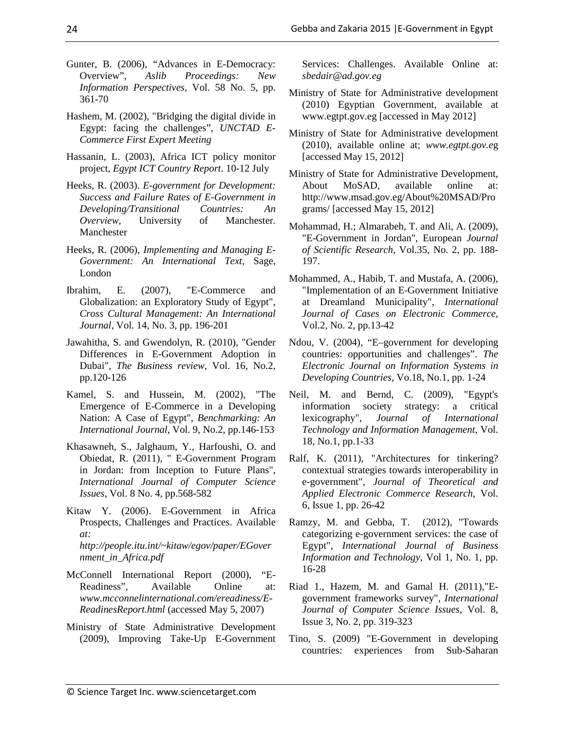Gunter, B. (2006), “Advances in E-Democracy: Overview”, *Aslib Proceedings: New Information Perspectives*, Vol. 58 No. 5, pp. 361-70

Hashem, M. (2002), "Bridging the digital divide in Egypt: facing the challenges", *UNCTAD E-Commerce First Expert Meeting*

Hassanin, L. (2003), Africa ICT policy monitor project, *Egypt ICT Country Report*. 10-12 July

Heeks, R. (2003). *E-government for Development: Success and Failure Rates of E-Government in Developing/Transitional Countries: An Overview*, University of Manchester. Manchester

Heeks, R. (2006), *Implementing and Managing E-Government: An International Text*, Sage, London

Ibrahim, E. (2007), "E-Commerce and Globalization: an Exploratory Study of Egypt", *Cross Cultural Management: An International Journal*, Vol. 14, No. 3, pp. 196-201

Jawahitha, S. and Gwendolyn, R. (2010), "Gender Differences in E-Government Adoption in Dubai", *The Business review*, Vol. 16, No.2, pp.120-126

Kamel, S. and Hussein, M. (2002), "The Emergence of E-Commerce in a Developing Nation: A Case of Egypt", *Benchmarking: An International Journal*, Vol. 9, No.2, pp.146-153

Khasawneh, S., Jalghaum, Y., Harfoushi, O. and Obiedat, R. (2011), " E-Government Program in Jordan: from Inception to Future Plans", *International Journal of Computer Science Issues*, Vol. 8 No. 4, pp.568-582

Kitaw Y. (2006). E-Government in Africa Prospects, Challenges and Practices. Available *at: http://people.itu.int/~kitaw/egov/paper/EGovernment_in_Africa.pdf*

McConnell International Report (2000), “E-Readiness”, Available Online at: *www.mcconnelinternational.com/ereadiness/E-ReadinesReport.html* (accessed May 5, 2007)

Ministry of State Administrative Development (2009), Improving Take-Up E-Government Services: Challenges. Available Online at: *sbedair@ad.gov.eg*

Ministry of State for Administrative development (2010) Egyptian Government, available at www.egtpt.gov.eg [accessed in May 2012]

Ministry of State for Administrative development (2010), available online at; *www.egtpt.gov.e*g [accessed May 15, 2012]

Ministry of State for Administrative Development, About MoSAD, available online at: http://www.msad.gov.eg/About%20MSAD/Programs/ [accessed May 15, 2012]

Mohammad, H.; Almarabeh, T. and Ali, A. (2009), "E-Government in Jordan", European *Journal of Scientific Research*, Vol.35, No. 2, pp. 188-197.

Mohammed, A., Habib, T. and Mustafa, A. (2006), "Implementation of an E-Government Initiative at Dreamland Municipality", *International Journal of Cases on Electronic Commerce*, Vol.2, No. 2, pp.13-42

Ndou, V. (2004), “E–government for developing countries: opportunities and challenges”. *The Electronic Journal on Information Systems in Developing Countries*, Vo.18, No.1, pp. 1-24

Neil, M. and Bernd, C. (2009), "Egypt's information society strategy: a critical lexicography", *Journal of International Technology and Information Management*, Vol. 18, No.1, pp.1-33

Ralf, K. (2011), "Architectures for tinkering? contextual strategies towards interoperability in e-government", *Journal of Theoretical and Applied Electronic Commerce Research*, Vol. 6, Issue 1, pp. 26-42

Ramzy, M. and Gebba, T. (2012), "Towards categorizing e-government services: the case of Egypt", *International Journal of Business Information and Technology*, Vol 1, No. 1, pp. 16-28

Riad 1., Hazem, M. and Gamal H. (2011),"E-government frameworks survey", *International Journal of Computer Science Issues*, Vol. 8, Issue 3, No. 2, pp. 319-323

Tino, S. (2009) "E-Government in developing countries: experiences from Sub-Saharan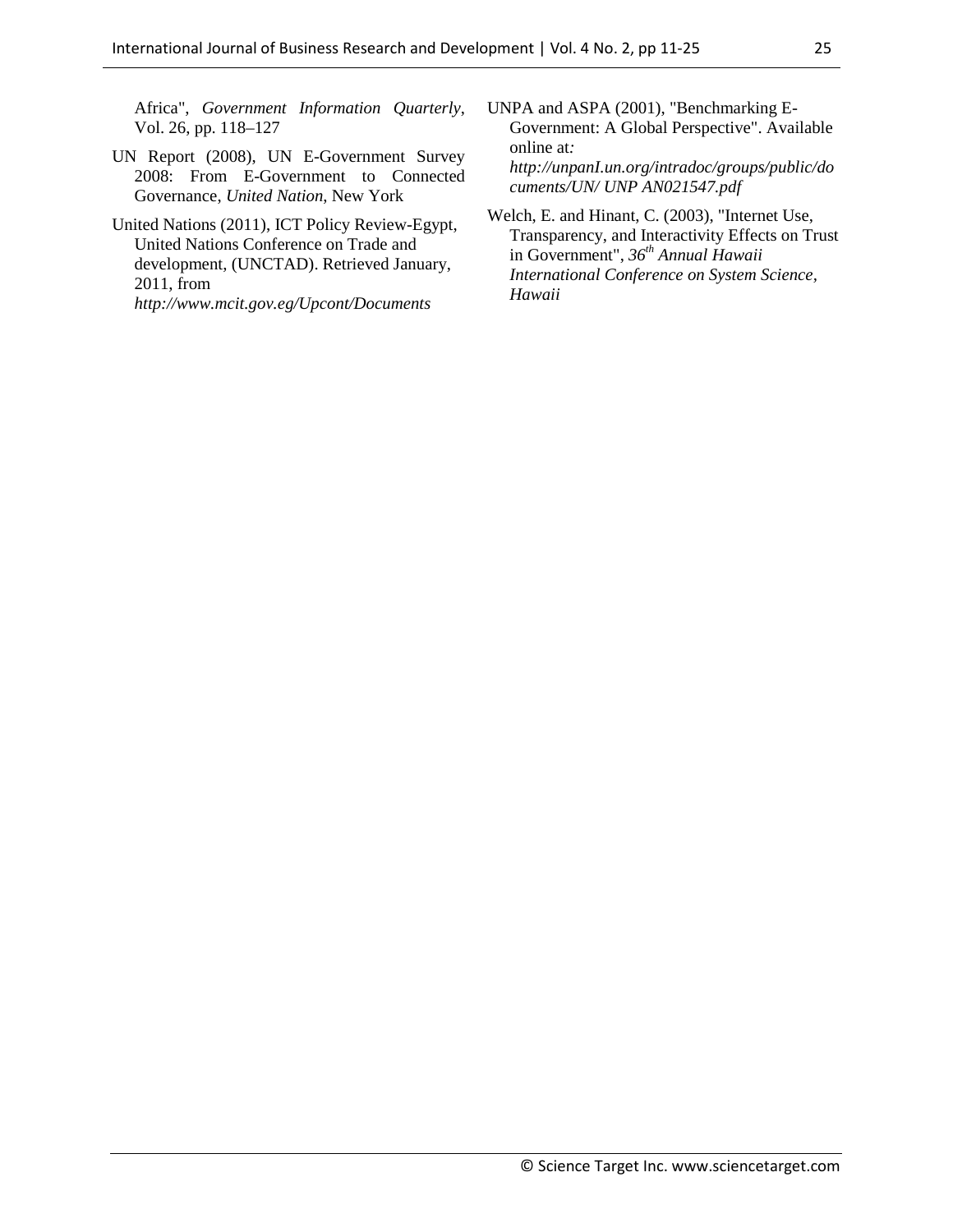Africa", *Government Information Quarterly*, Vol. 26, pp. 118–127

UN Report (2008), UN E-Government Survey 2008: From E-Government to Connected Governance, *United Nation*, New York

United Nations (2011), ICT Policy Review-Egypt, United Nations Conference on Trade and development, (UNCTAD). Retrieved January, 2011, from *http://www.mcit.gov.eg/Upcont/Documents*

UNPA and ASPA (2001), "Benchmarking E-Government: A Global Perspective". Available online at*: http://unpanI.un.org/intradoc/groups/public/documents/UN/ UNP AN021547.pdf*

Welch, E. and Hinant, C. (2003), "Internet Use, Transparency, and Interactivity Effects on Trust in Government", *36th Annual Hawaii International Conference on System Science, Hawaii*